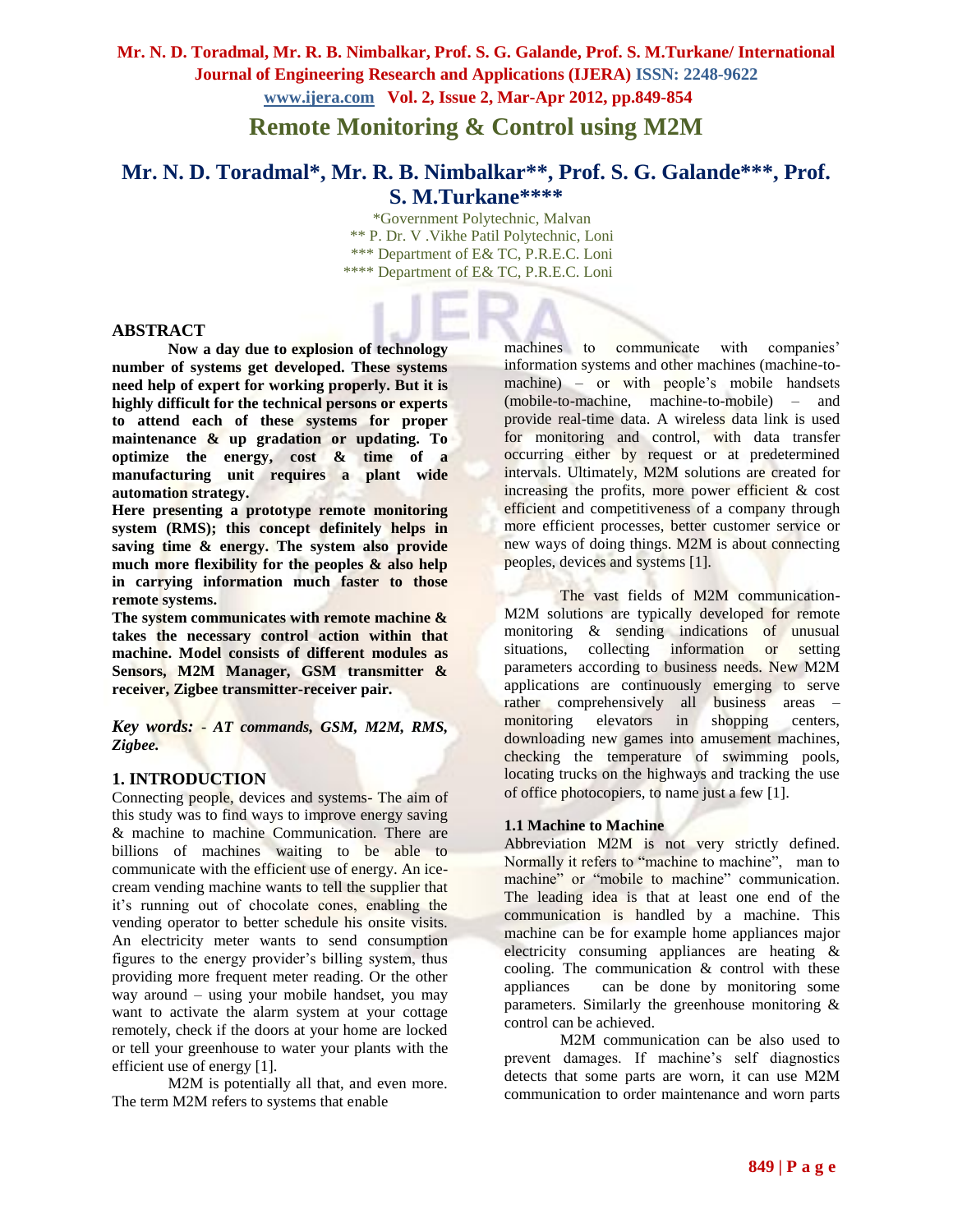# Remote Monitoring & Control using M2M

## Mr. N. D. Toradmal*, Mr. R. B. Nimbalkar**, Prof. S. G. Galande***, Prof. S. M.Turkane****

*Government Polytechnic, Malvan
** P. Dr. V .Vikhe Patil Polytechnic, Loni
*** Department of E& TC, P.R.E.C. Loni
**** Department of E& TC, P.R.E.C. Loni

### ABSTRACT

**Now a day due to explosion of technology number of systems get developed. These systems need help of expert for working properly. But it is highly difficult for the technical persons or experts to attend each of these systems for proper maintenance & up gradation or updating. To optimize the energy, cost & time of a manufacturing unit requires a plant wide automation strategy.**

**Here presenting a prototype remote monitoring system (RMS); this concept definitely helps in saving time & energy. The system also provide much more flexibility for the peoples & also help in carrying information much faster to those remote systems.**

**The system communicates with remote machine & takes the necessary control action within that machine. Model consists of different modules as Sensors, M2M Manager, GSM transmitter & receiver, Zigbee transmitter-receiver pair.**

***Key words: - AT commands, GSM, M2M, RMS, Zigbee.***

### 1. INTRODUCTION

Connecting people, devices and systems- The aim of this study was to find ways to improve energy saving & machine to machine Communication. There are billions of machines waiting to be able to communicate with the efficient use of energy. An ice-cream vending machine wants to tell the supplier that it's running out of chocolate cones, enabling the vending operator to better schedule his onsite visits. An electricity meter wants to send consumption figures to the energy provider's billing system, thus providing more frequent meter reading. Or the other way around – using your mobile handset, you may want to activate the alarm system at your cottage remotely, check if the doors at your home are locked or tell your greenhouse to water your plants with the efficient use of energy [1].

M2M is potentially all that, and even more. The term M2M refers to systems that enable machines to communicate with companies' information systems and other machines (machine-to-machine) – or with people's mobile handsets (mobile-to-machine, machine-to-mobile) – and provide real-time data. A wireless data link is used for monitoring and control, with data transfer occurring either by request or at predetermined intervals. Ultimately, M2M solutions are created for increasing the profits, more power efficient & cost efficient and competitiveness of a company through more efficient processes, better customer service or new ways of doing things. M2M is about connecting peoples, devices and systems [1].

The vast fields of M2M communication- M2M solutions are typically developed for remote monitoring & sending indications of unusual situations, collecting information or setting parameters according to business needs. New M2M applications are continuously emerging to serve rather comprehensively all business areas – monitoring elevators in shopping centers, downloading new games into amusement machines, checking the temperature of swimming pools, locating trucks on the highways and tracking the use of office photocopiers, to name just a few [1].

#### 1.1 Machine to Machine

Abbreviation M2M is not very strictly defined. Normally it refers to "machine to machine", man to machine" or "mobile to machine" communication. The leading idea is that at least one end of the communication is handled by a machine. This machine can be for example home appliances major electricity consuming appliances are heating & cooling. The communication & control with these appliances can be done by monitoring some parameters. Similarly the greenhouse monitoring & control can be achieved.

M2M communication can be also used to prevent damages. If machine's self diagnostics detects that some parts are worn, it can use M2M communication to order maintenance and worn parts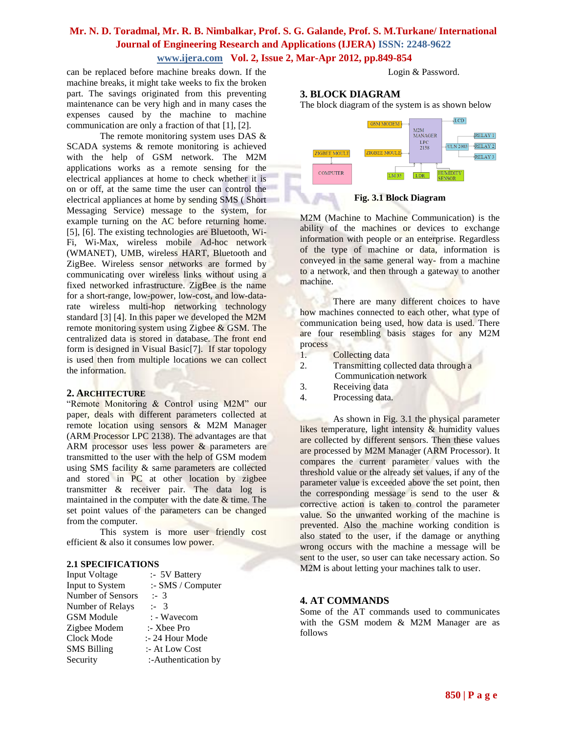can be replaced before machine breaks down. If the machine breaks, it might take weeks to fix the broken part. The savings originated from this preventing maintenance can be very high and in many cases the expenses caused by the machine to machine communication are only a fraction of that [1], [2].

The remote monitoring system uses DAS & SCADA systems & remote monitoring is achieved with the help of GSM network. The M2M applications works as a remote sensing for the electrical appliances at home to check whether it is on or off, at the same time the user can control the electrical appliances at home by sending SMS ( Short Messaging Service) message to the system, for example turning on the AC before returning home. [5], [6]. The existing technologies are Bluetooth, Wi-Fi, Wi-Max, wireless mobile Ad-hoc network (WMANET), UMB, wireless HART, Bluetooth and ZigBee. Wireless sensor networks are formed by communicating over wireless links without using a fixed networked infrastructure. ZigBee is the name for a short-range, low-power, low-cost, and low-data-rate wireless multi-hop networking technology standard [3] [4]. In this paper we developed the M2M remote monitoring system using Zigbee & GSM. The centralized data is stored in database. The front end form is designed in Visual Basic[7]. If star topology is used then from multiple locations we can collect the information.

## 2. ARCHITECTURE

"Remote Monitoring & Control using M2M" our paper, deals with different parameters collected at remote location using sensors & M2M Manager (ARM Processor LPC 2138). The advantages are that ARM processor uses less power & parameters are transmitted to the user with the help of GSM modem using SMS facility & same parameters are collected and stored in PC at other location by zigbee transmitter & receiver pair. The data log is maintained in the computer with the date & time. The set point values of the parameters can be changed from the computer.

This system is more user friendly cost efficient & also it consumes low power.

### 2.1 SPECIFICATIONS

| | |
|---|---|
| Input Voltage | :- 5V Battery |
| Input to System | :- SMS / Computer |
| Number of Sensors | :- 3 |
| Number of Relays | :- 3 |
| GSM Module | : - Wavecom |
| Zigbee Modem | :- Xbee Pro |
| Clock Mode | :- 24 Hour Mode |
| SMS Billing | :- At Low Cost |
| Security | :-Authentication by Login & Password. |

## 3. BLOCK DIAGRAM

The block diagram of the system is as shown below

GSM MODEM, M2M MANAGER LPC 2138, LCD, ULN 2003, RELAY 1, RELAY 2, RELAY 3, ZIGBEE MOULE, ZIGBEE MOULE, COMPUTER, LM 35, LDR, HUMIDITY SENSOR

**Fig. 3.1 Block Diagram**

M2M (Machine to Machine Communication) is the ability of the machines or devices to exchange information with people or an enterprise. Regardless of the type of machine or data, information is conveyed in the same general way- from a machine to a network, and then through a gateway to another machine.

There are many different choices to have how machines connected to each other, what type of communication being used, how data is used. There are four resembling basis stages for any M2M process

1. Collecting data
2. Transmitting collected data through a Communication network
3. Receiving data
4. Processing data.

As shown in Fig. 3.1 the physical parameter likes temperature, light intensity & humidity values are collected by different sensors. Then these values are processed by M2M Manager (ARM Processor). It compares the current parameter values with the threshold value or the already set values, if any of the parameter value is exceeded above the set point, then the corresponding message is send to the user & corrective action is taken to control the parameter value. So the unwanted working of the machine is prevented. Also the machine working condition is also stated to the user, if the damage or anything wrong occurs with the machine a message will be sent to the user, so user can take necessary action. So M2M is about letting your machines talk to user.

## 4. AT COMMANDS

Some of the AT commands used to communicates with the GSM modem & M2M Manager are as follows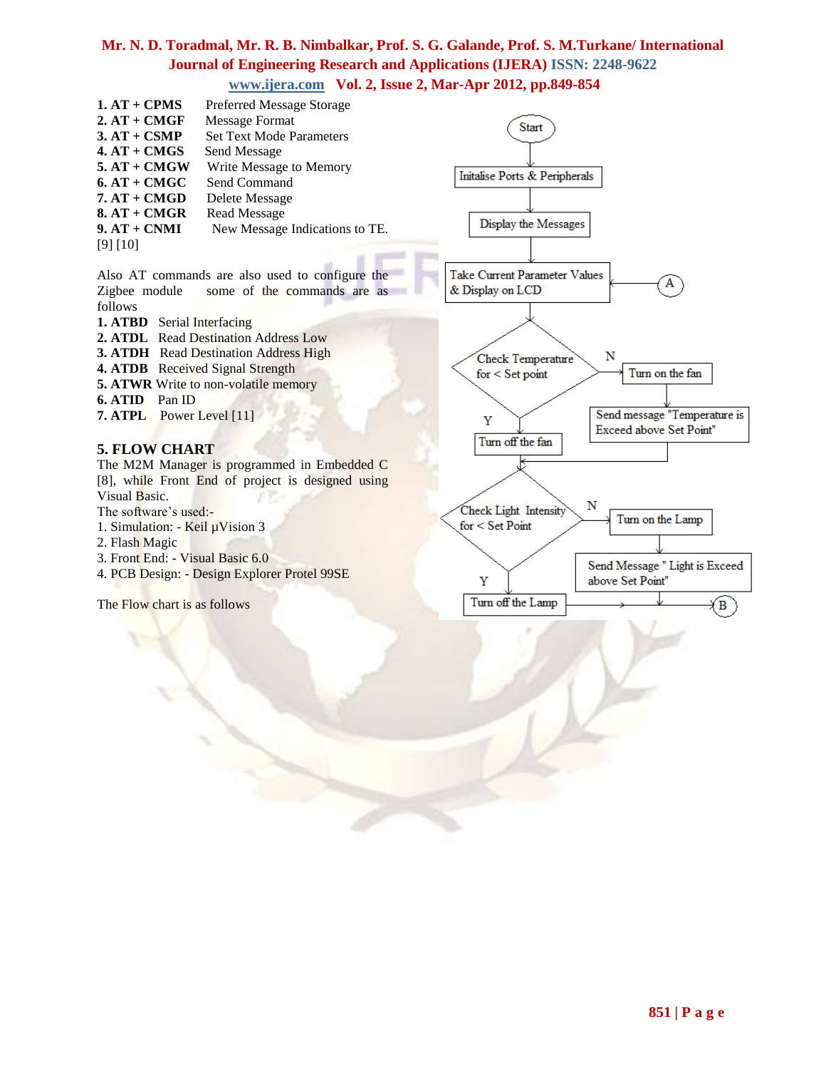1. **AT + CPMS** Preferred Message Storage
2. **AT + CMGF** Message Format
3. **AT + CSMP** Set Text Mode Parameters
4. **AT + CMGS** Send Message
5. **AT + CMGW** Write Message to Memory
6. **AT + CMGC** Send Command
7. **AT + CMGD** Delete Message
8. **AT + CMGR** Read Message
9. **AT + CNMI** New Message Indications to TE.

[9] [10]

Also AT commands are also used to configure the Zigbee module some of the commands are as follows

1. **ATBD** Serial Interfacing
2. **ATDL** Read Destination Address Low
3. **ATDH** Read Destination Address High
4. **ATDB** Received Signal Strength
5. **ATWR** Write to non-volatile memory
6. **ATID** Pan ID
7. **ATPL** Power Level [11]

## 5. FLOW CHART

The M2M Manager is programmed in Embedded C [8], while Front End of project is designed using Visual Basic.

The software's used:-

1. Simulation: - Keil µVision 3
2. Flash Magic
3. Front End: - Visual Basic 6.0
4. PCB Design: - Design Explorer Protel 99SE

The Flow chart is as follows

Start

Initialise Ports & Peripherals

Display the Messages

Take Current Parameter Values & Display on LCD

A

Check Temperature for < Set point

N

Turn on the fan

Send message "Temperature is Exceed above Set Point"

Y

Turn off the fan

Check Light Intensity for < Set Point

N

Turn on the Lamp

Send Message " Light is Exceed above Set Point"

Y

Turn off the Lamp

B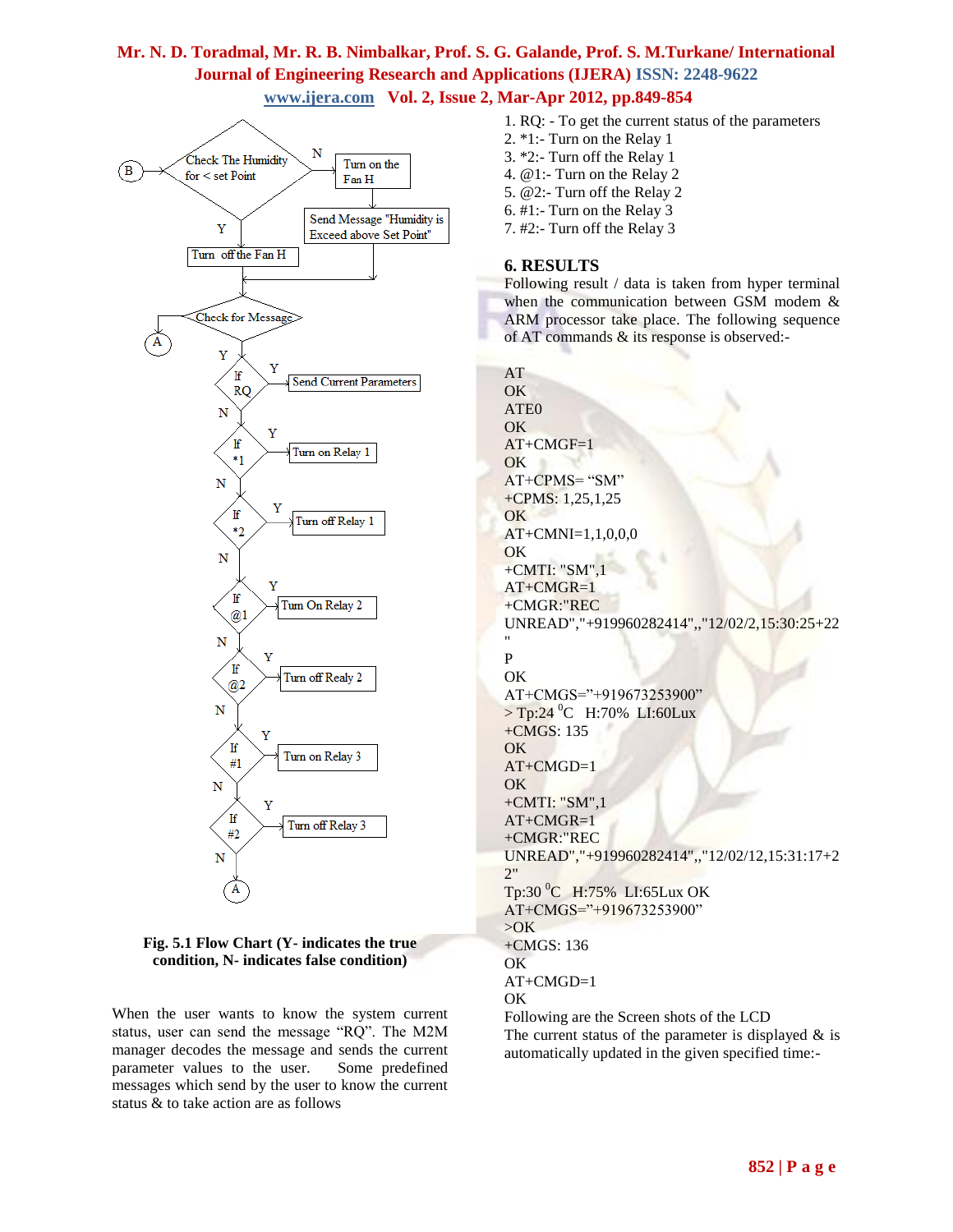Fig. 5.1 Flow Chart (Y- indicates the true condition, N- indicates false condition)

When the user wants to know the system current status, user can send the message “RQ”. The M2M manager decodes the message and sends the current parameter values to the user. Some predefined messages which send by the user to know the current status & to take action are as follows

1. RQ: - To get the current status of the parameters
2. *1:- Turn on the Relay 1
3. *2:- Turn off the Relay 1
4. @1:- Turn on the Relay 2
5. @2:- Turn off the Relay 2
6. #1:- Turn on the Relay 3
7. #2:- Turn off the Relay 3

## 6. RESULTS

Following result / data is taken from hyper terminal when the communication between GSM modem & ARM processor take place. The following sequence of AT commands & its response is observed:-

```
AT
OK
ATE0
OK
AT+CMGF=1
OK
AT+CPMS= “SM”
+CPMS: 1,25,1,25
OK
AT+CMNI=1,1,0,0,0
OK
+CMTI: "SM",1
AT+CMGR=1
+CMGR:"REC UNREAD","+919960282414",,"12/02/2,15:30:25+22"
P
OK
AT+CMGS=”+919673253900”
> Tp:24 °C  H:70%  LI:60Lux
+CMGS: 135
OK
AT+CMGD=1
OK
+CMTI: "SM",1
AT+CMGR=1
+CMGR:"REC UNREAD","+919960282414",,"12/02/12,15:31:17+22"
Tp:30 °C  H:75%  LI:65Lux OK
AT+CMGS=”+919673253900”
>OK
+CMGS: 136
OK
AT+CMGD=1
OK
```

Following are the Screen shots of the LCD

The current status of the parameter is displayed & is automatically updated in the given specified time:-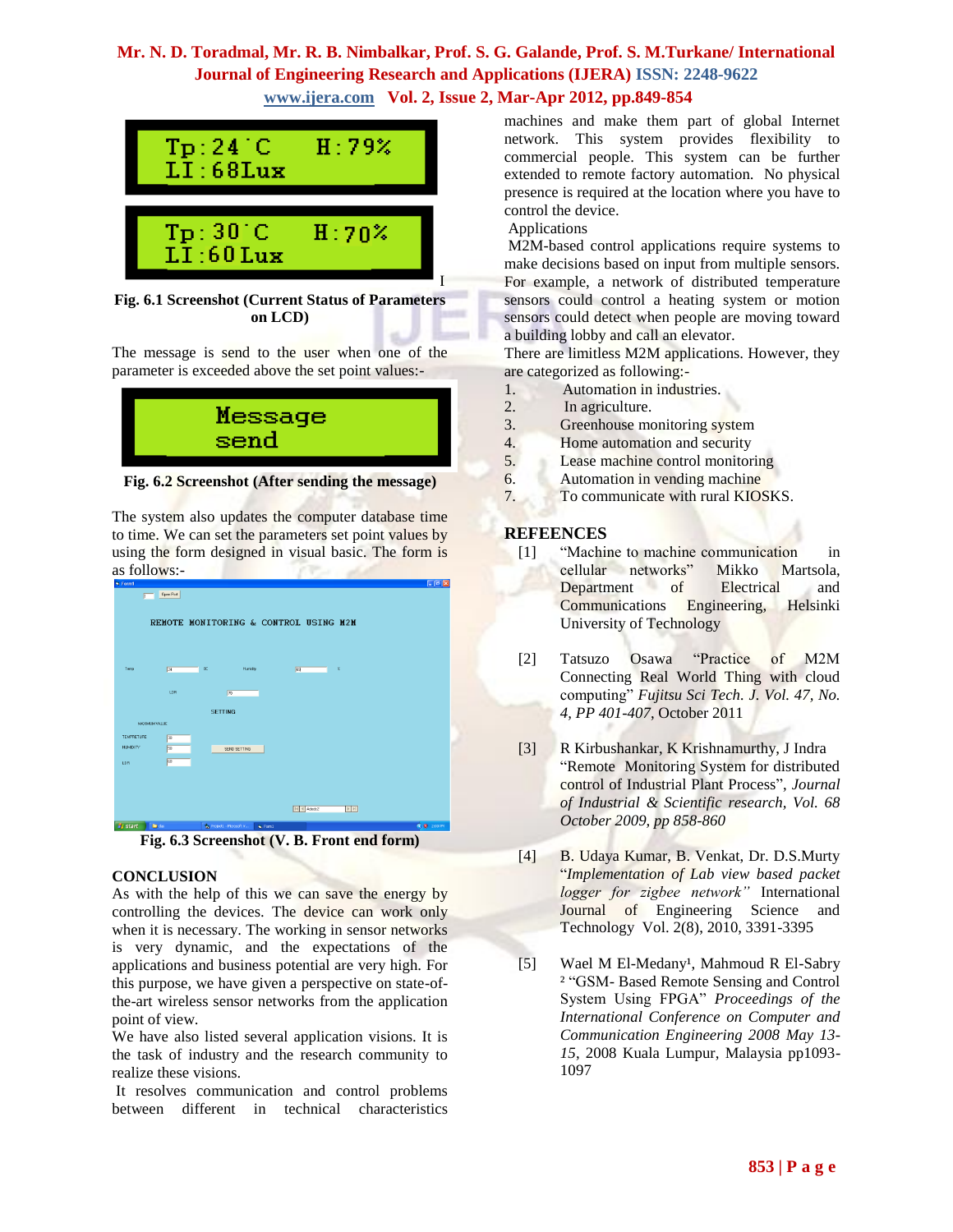Fig. 6.1 Screenshot (Current Status of Parameters on LCD)

The message is send to the user when one of the parameter is exceeded above the set point values:-

Fig. 6.2 Screenshot (After sending the message)

The system also updates the computer database time to time. We can set the parameters set point values by using the form designed in visual basic. The form is as follows:-

Fig. 6.3 Screenshot (V. B. Front end form)

## CONCLUSION

As with the help of this we can save the energy by controlling the devices. The device can work only when it is necessary. The working in sensor networks is very dynamic, and the expectations of the applications and business potential are very high. For this purpose, we have given a perspective on state-of-the-art wireless sensor networks from the application point of view.

We have also listed several application visions. It is the task of industry and the research community to realize these visions.

It resolves communication and control problems between different in technical characteristics machines and make them part of global Internet network. This system provides flexibility to commercial people. This system can be further extended to remote factory automation. No physical presence is required at the location where you have to control the device.

Applications

M2M-based control applications require systems to make decisions based on input from multiple sensors. For example, a network of distributed temperature sensors could control a heating system or motion sensors could detect when people are moving toward a building lobby and call an elevator.

There are limitless M2M applications. However, they are categorized as following:-

1. Automation in industries.
2. In agriculture.
3. Greenhouse monitoring system
4. Home automation and security
5. Lease machine control monitoring
6. Automation in vending machine
7. To communicate with rural KIOSKS.

## REFEENCES

[1] "Machine to machine communication in cellular networks" Mikko Martsola, Department of Electrical and Communications Engineering, Helsinki University of Technology

[2] Tatsuzo Osawa "Practice of M2M Connecting Real World Thing with cloud computing" *Fujitsu Sci Tech. J. Vol. 47, No. 4, PP 401-407,* October 2011

[3] R Kirbushankar, K Krishnamurthy, J Indra "Remote Monitoring System for distributed control of Industrial Plant Process", *Journal of Industrial & Scientific research, Vol. 68 October 2009, pp 858-860*

[4] B. Udaya Kumar, B. Venkat, Dr. D.S.Murty "*Implementation of Lab view based packet logger for zigbee network"* International Journal of Engineering Science and Technology Vol. 2(8), 2010, 3391-3395

[5] Wael M El-Medany[1], Mahmoud R El-Sabry[2] "GSM- Based Remote Sensing and Control System Using FPGA" *Proceedings of the International Conference on Computer and Communication Engineering 2008 May 13-15,* 2008 Kuala Lumpur, Malaysia pp1093-1097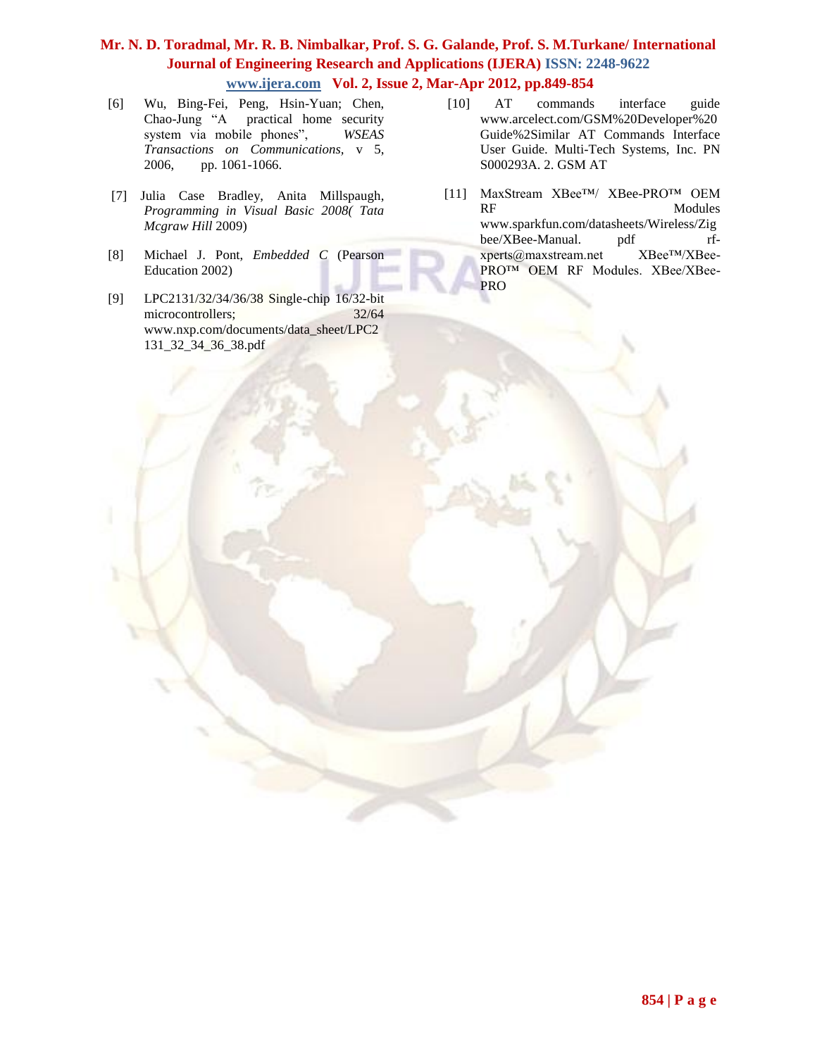[6] Wu, Bing-Fei, Peng, Hsin-Yuan; Chen, Chao-Jung "A practical home security system via mobile phones", *WSEAS Transactions on Communications,* v 5, 2006, pp. 1061-1066.

[7] Julia Case Bradley, Anita Millspaugh, *Programming in Visual Basic 2008( Tata Mcgraw Hill* 2009)

[8] Michael J. Pont, *Embedded C* (Pearson Education 2002)

[9] LPC2131/32/34/36/38 Single-chip 16/32-bit microcontrollers; 32/64 www.nxp.com/documents/data_sheet/LPC2131_32_34_36_38.pdf

[10] AT commands interface guide www.arcelect.com/GSM%20Developer%20Guide%2Similar AT Commands Interface User Guide. Multi-Tech Systems, Inc. PN S000293A. 2. GSM AT

[11] MaxStream XBee™/ XBee-PRO™ OEM RF Modules www.sparkfun.com/datasheets/Wireless/Zigbee/XBee-Manual. pdf rf-xperts@maxstream.net XBee™/XBee-PRO™ OEM RF Modules. XBee/XBee-PRO